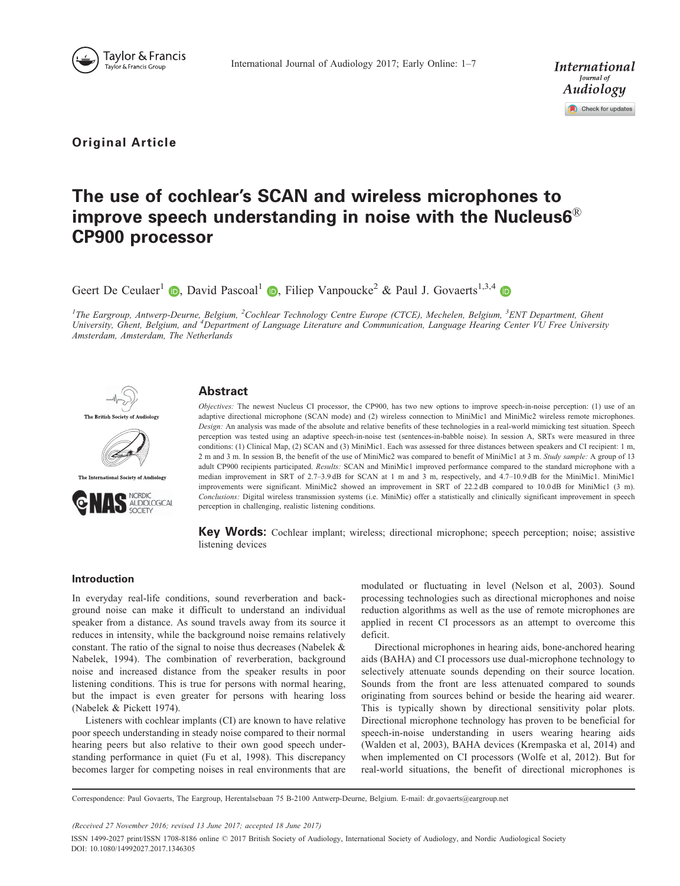**Original Article**

# The use of cochlear's SCAN and wireless microphones to improve speech understanding in noise with the Nucleus6® CP900 processor

Geert De Ceulaer[1], David Pascoal[1], Filiep Vanpoucke[2] & Paul J. Govaerts[1,3,4]

*[1]The Eargroup, Antwerp-Deurne, Belgium, [2]Cochlear Technology Centre Europe (CTCE), Mechelen, Belgium, [3]ENT Department, Ghent University, Ghent, Belgium, and [4]Department of Language Literature and Communication, Language Hearing Center VU Free University Amsterdam, Amsterdam, The Netherlands*

## Abstract

*Objectives:* The newest Nucleus CI processor, the CP900, has two new options to improve speech-in-noise perception: (1) use of an adaptive directional microphone (SCAN mode) and (2) wireless connection to MiniMic1 and MiniMic2 wireless remote microphones. *Design:* An analysis was made of the absolute and relative benefits of these technologies in a real-world mimicking test situation. Speech perception was tested using an adaptive speech-in-noise test (sentences-in-babble noise). In session A, SRTs were measured in three conditions: (1) Clinical Map, (2) SCAN and (3) MiniMic1. Each was assessed for three distances between speakers and CI recipient: 1 m, 2 m and 3 m. In session B, the benefit of the use of MiniMic2 was compared to benefit of MiniMic1 at 3 m. *Study sample:* A group of 13 adult CP900 recipients participated. *Results:* SCAN and MiniMic1 improved performance compared to the standard microphone with a median improvement in SRT of 2.7–3.9 dB for SCAN at 1 m and 3 m, respectively, and 4.7–10.9 dB for the MiniMic1. MiniMic1 improvements were significant. MiniMic2 showed an improvement in SRT of 22.2 dB compared to 10.0 dB for MiniMic1 (3 m). *Conclusions:* Digital wireless transmission systems (i.e. MiniMic) offer a statistically and clinically significant improvement in speech perception in challenging, realistic listening conditions.

**Key Words:** Cochlear implant; wireless; directional microphone; speech perception; noise; assistive listening devices

## Introduction

In everyday real-life conditions, sound reverberation and background noise can make it difficult to understand an individual speaker from a distance. As sound travels away from its source it reduces in intensity, while the background noise remains relatively constant. The ratio of the signal to noise thus decreases (Nabelek & Nabelek, 1994). The combination of reverberation, background noise and increased distance from the speaker results in poor listening conditions. This is true for persons with normal hearing, but the impact is even greater for persons with hearing loss (Nabelek & Pickett 1974).

Listeners with cochlear implants (CI) are known to have relative poor speech understanding in steady noise compared to their normal hearing peers but also relative to their own good speech understanding performance in quiet (Fu et al, 1998). This discrepancy becomes larger for competing noises in real environments that are modulated or fluctuating in level (Nelson et al, 2003). Sound processing technologies such as directional microphones and noise reduction algorithms as well as the use of remote microphones are applied in recent CI processors as an attempt to overcome this deficit.

Directional microphones in hearing aids, bone-anchored hearing aids (BAHA) and CI processors use dual-microphone technology to selectively attenuate sounds depending on their source location. Sounds from the front are less attenuated compared to sounds originating from sources behind or beside the hearing aid wearer. This is typically shown by directional sensitivity polar plots. Directional microphone technology has proven to be beneficial for speech-in-noise understanding in users wearing hearing aids (Walden et al, 2003), BAHA devices (Krempaska et al, 2014) and when implemented on CI processors (Wolfe et al, 2012). But for real-world situations, the benefit of directional microphones is

Correspondence: Paul Govaerts, The Eargroup, Herentalsebaan 75 B-2100 Antwerp-Deurne, Belgium. E-mail: dr.govaerts@eargroup.net

*(Received 27 November 2016; revised 13 June 2017; accepted 18 June 2017)*

ISSN 1499-2027 print/ISSN 1708-8186 online © 2017 British Society of Audiology, International Society of Audiology, and Nordic Audiological Society
DOI: 10.1080/14992027.2017.1346305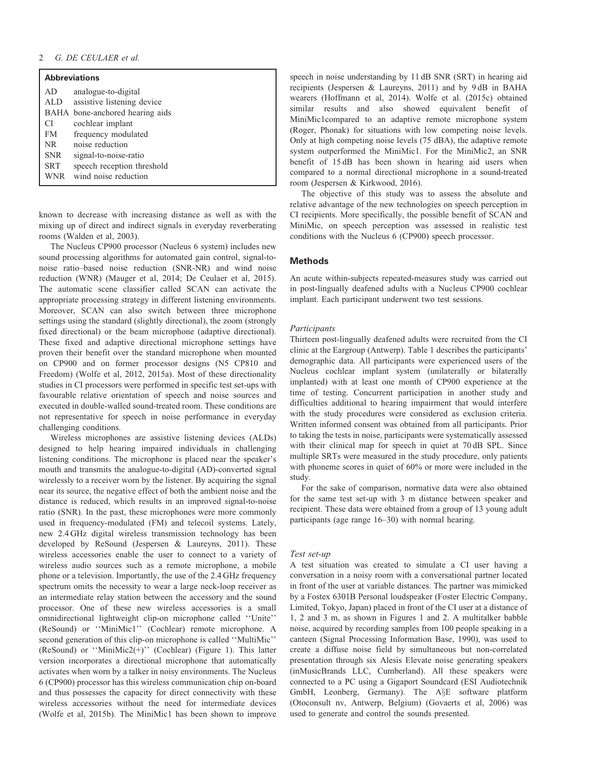**Abbreviations**

| | |
|---|---|
| AD | analogue-to-digital |
| ALD | assistive listening device |
| BAHA | bone-anchored hearing aids |
| CI | cochlear implant |
| FM | frequency modulated |
| NR | noise reduction |
| SNR | signal-to-noise-ratio |
| SRT | speech reception threshold |
| WNR | wind noise reduction |

known to decrease with increasing distance as well as with the mixing up of direct and indirect signals in everyday reverberating rooms (Walden et al, 2003).

The Nucleus CP900 processor (Nucleus 6 system) includes new sound processing algorithms for automated gain control, signal-to-noise ratio–based noise reduction (SNR-NR) and wind noise reduction (WNR) (Mauger et al, 2014; De Ceulaer et al, 2015). The automatic scene classifier called SCAN can activate the appropriate processing strategy in different listening environments. Moreover, SCAN can also switch between three microphone settings using the standard (slightly directional), the zoom (strongly fixed directional) or the beam microphone (adaptive directional). These fixed and adaptive directional microphone settings have proven their benefit over the standard microphone when mounted on CP900 and on former processor designs (N5 CP810 and Freedom) (Wolfe et al, 2012, 2015a). Most of these directionality studies in CI processors were performed in specific test set-ups with favourable relative orientation of speech and noise sources and executed in double-walled sound-treated room. These conditions are not representative for speech in noise performance in everyday challenging conditions.

Wireless microphones are assistive listening devices (ALDs) designed to help hearing impaired individuals in challenging listening conditions. The microphone is placed near the speaker's mouth and transmits the analogue-to-digital (AD)-converted signal wirelessly to a receiver worn by the listener. By acquiring the signal near its source, the negative effect of both the ambient noise and the distance is reduced, which results in an improved signal-to-noise ratio (SNR). In the past, these microphones were more commonly used in frequency-modulated (FM) and telecoil systems. Lately, new 2.4 GHz digital wireless transmission technology has been developed by ReSound (Jespersen & Laureyns, 2011). These wireless accessories enable the user to connect to a variety of wireless audio sources such as a remote microphone, a mobile phone or a television. Importantly, the use of the 2.4 GHz frequency spectrum omits the necessity to wear a large neck-loop receiver as an intermediate relay station between the accessory and the sound processor. One of these new wireless accessories is a small omnidirectional lightweight clip-on microphone called ''Unite'' (ReSound) or ''MiniMic1'' (Cochlear) remote microphone. A second generation of this clip-on microphone is called ''MultiMic'' (ReSound) or ''MiniMic2(+)'' (Cochlear) (Figure 1). This latter version incorporates a directional microphone that automatically activates when worn by a talker in noisy environments. The Nucleus 6 (CP900) processor has this wireless communication chip on-board and thus possesses the capacity for direct connectivity with these wireless accessories without the need for intermediate devices (Wolfe et al, 2015b). The MiniMic1 has been shown to improve speech in noise understanding by 11 dB SNR (SRT) in hearing aid recipients (Jespersen & Laureyns, 2011) and by 9 dB in BAHA wearers (Hoffmann et al, 2014). Wolfe et al. (2015c) obtained similar results and also showed equivalent benefit of MiniMic1compared to an adaptive remote microphone system (Roger, Phonak) for situations with low competing noise levels. Only at high competing noise levels (75 dBA), the adaptive remote system outperformed the MiniMic1. For the MiniMic2, an SNR benefit of 15 dB has been shown in hearing aid users when compared to a normal directional microphone in a sound-treated room (Jespersen & Kirkwood, 2016).

The objective of this study was to assess the absolute and relative advantage of the new technologies on speech perception in CI recipients. More specifically, the possible benefit of SCAN and MiniMic, on speech perception was assessed in realistic test conditions with the Nucleus 6 (CP900) speech processor.

## Methods

An acute within-subjects repeated-measures study was carried out in post-lingually deafened adults with a Nucleus CP900 cochlear implant. Each participant underwent two test sessions.

### *Participants*

Thirteen post-lingually deafened adults were recruited from the CI clinic at the Eargroup (Antwerp). Table 1 describes the participants' demographic data. All participants were experienced users of the Nucleus cochlear implant system (unilaterally or bilaterally implanted) with at least one month of CP900 experience at the time of testing. Concurrent participation in another study and difficulties additional to hearing impairment that would interfere with the study procedures were considered as exclusion criteria. Written informed consent was obtained from all participants. Prior to taking the tests in noise, participants were systematically assessed with their clinical map for speech in quiet at 70 dB SPL. Since multiple SRTs were measured in the study procedure, only patients with phoneme scores in quiet of 60% or more were included in the study.

For the sake of comparison, normative data were also obtained for the same test set-up with 3 m distance between speaker and recipient. These data were obtained from a group of 13 young adult participants (age range 16–30) with normal hearing.

### *Test set-up*

A test situation was created to simulate a CI user having a conversation in a noisy room with a conversational partner located in front of the user at variable distances. The partner was mimicked by a Fostex 6301B Personal loudspeaker (Foster Electric Company, Limited, Tokyo, Japan) placed in front of the CI user at a distance of 1, 2 and 3 m, as shown in Figures 1 and 2. A multitalker babble noise, acquired by recording samples from 100 people speaking in a canteen (Signal Processing Information Base, 1990), was used to create a diffuse noise field by simultaneous but non-correlated presentation through six Alesis Elevate noise generating speakers (inMusicBrands LLC, Cumberland). All these speakers were connected to a PC using a Gigaport Soundcard (ESI Audiotechnik GmbH, Leonberg, Germany). The A§E software platform (Otoconsult nv, Antwerp, Belgium) (Govaerts et al, 2006) was used to generate and control the sounds presented.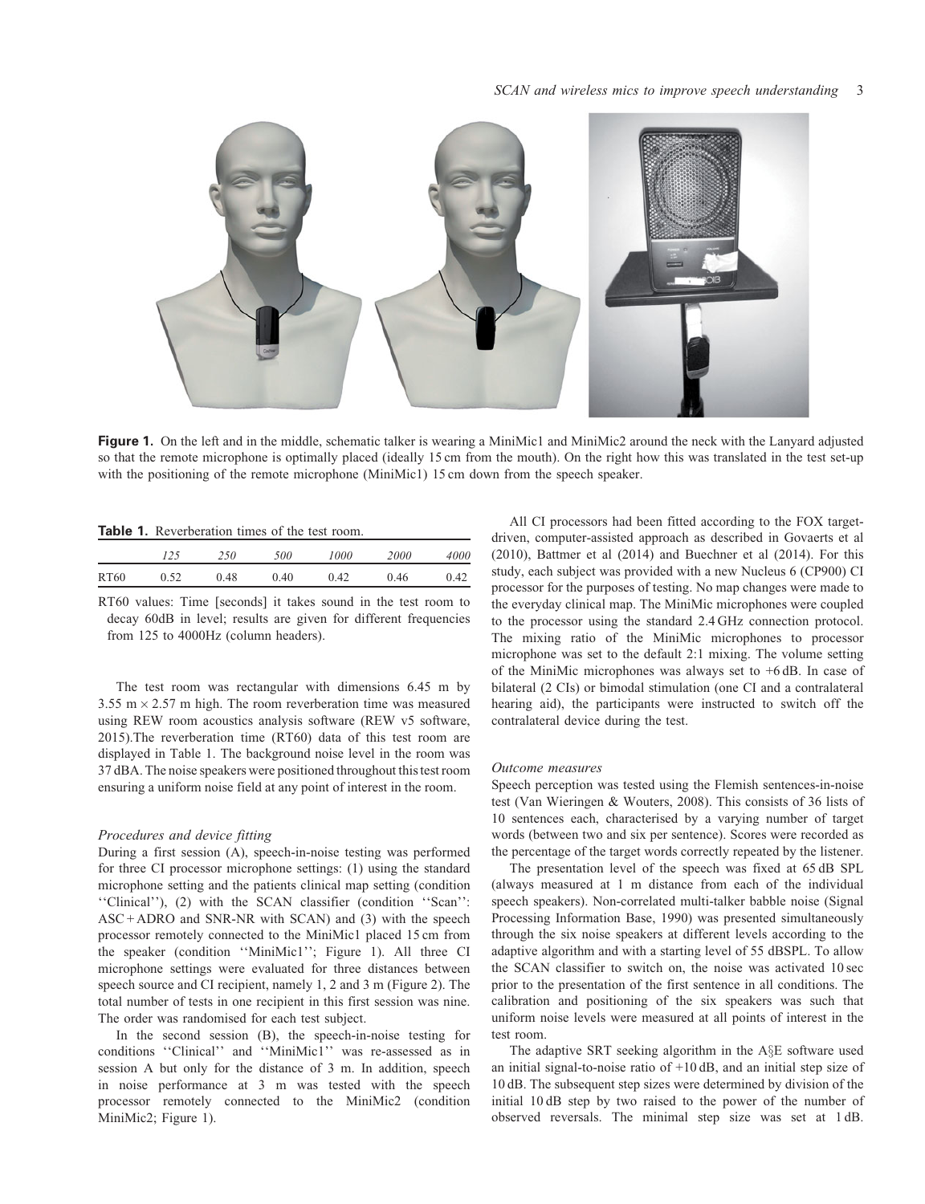**Figure 1.** On the left and in the middle, schematic talker is wearing a MiniMic1 and MiniMic2 around the neck with the Lanyard adjusted so that the remote microphone is optimally placed (ideally 15 cm from the mouth). On the right how this was translated in the test set-up with the positioning of the remote microphone (MiniMic1) 15 cm down from the speech speaker.

**Table 1.** Reverberation times of the test room.

| | *125* | *250* | *500* | *1000* | *2000* | *4000* |
|---|---|---|---|---|---|---|
| RT60 | 0.52 | 0.48 | 0.40 | 0.42 | 0.46 | 0.42 |

RT60 values: Time [seconds] it takes sound in the test room to decay 60dB in level; results are given for different frequencies from 125 to 4000Hz (column headers).

The test room was rectangular with dimensions 6.45 m by 3.55 m × 2.57 m high. The room reverberation time was measured using REW room acoustics analysis software (REW v5 software, 2015).The reverberation time (RT60) data of this test room are displayed in Table 1. The background noise level in the room was 37 dBA. The noise speakers were positioned throughout this test room ensuring a uniform noise field at any point of interest in the room.

### *Procedures and device fitting*

During a first session (A), speech-in-noise testing was performed for three CI processor microphone settings: (1) using the standard microphone setting and the patients clinical map setting (condition ''Clinical''), (2) with the SCAN classifier (condition ''Scan'': ASC + ADRO and SNR-NR with SCAN) and (3) with the speech processor remotely connected to the MiniMic1 placed 15 cm from the speaker (condition ''MiniMic1''; Figure 1). All three CI microphone settings were evaluated for three distances between speech source and CI recipient, namely 1, 2 and 3 m (Figure 2). The total number of tests in one recipient in this first session was nine. The order was randomised for each test subject.

In the second session (B), the speech-in-noise testing for conditions ''Clinical'' and ''MiniMic1'' was re-assessed as in session A but only for the distance of 3 m. In addition, speech in noise performance at 3 m was tested with the speech processor remotely connected to the MiniMic2 (condition MiniMic2; Figure 1).

All CI processors had been fitted according to the FOX target-driven, computer-assisted approach as described in Govaerts et al (2010), Battmer et al (2014) and Buechner et al (2014). For this study, each subject was provided with a new Nucleus 6 (CP900) CI processor for the purposes of testing. No map changes were made to the everyday clinical map. The MiniMic microphones were coupled to the processor using the standard 2.4 GHz connection protocol. The mixing ratio of the MiniMic microphones to processor microphone was set to the default 2:1 mixing. The volume setting of the MiniMic microphones was always set to +6 dB. In case of bilateral (2 CIs) or bimodal stimulation (one CI and a contralateral hearing aid), the participants were instructed to switch off the contralateral device during the test.

### *Outcome measures*

Speech perception was tested using the Flemish sentences-in-noise test (Van Wieringen & Wouters, 2008). This consists of 36 lists of 10 sentences each, characterised by a varying number of target words (between two and six per sentence). Scores were recorded as the percentage of the target words correctly repeated by the listener.

The presentation level of the speech was fixed at 65 dB SPL (always measured at 1 m distance from each of the individual speech speakers). Non-correlated multi-talker babble noise (Signal Processing Information Base, 1990) was presented simultaneously through the six noise speakers at different levels according to the adaptive algorithm and with a starting level of 55 dBSPL. To allow the SCAN classifier to switch on, the noise was activated 10 sec prior to the presentation of the first sentence in all conditions. The calibration and positioning of the six speakers was such that uniform noise levels were measured at all points of interest in the test room.

The adaptive SRT seeking algorithm in the A§E software used an initial signal-to-noise ratio of +10 dB, and an initial step size of 10 dB. The subsequent step sizes were determined by division of the initial 10 dB step by two raised to the power of the number of observed reversals. The minimal step size was set at 1 dB.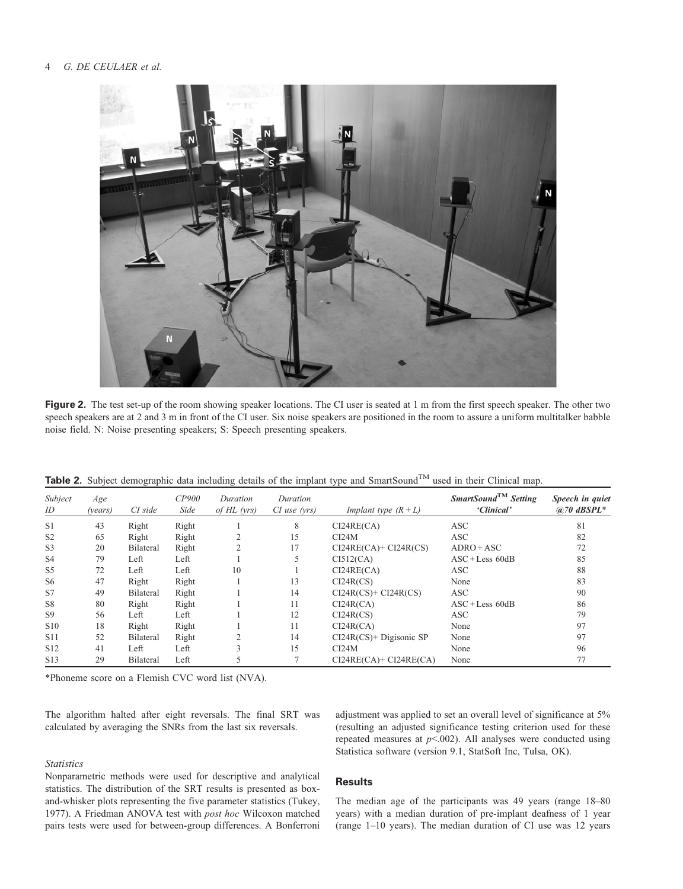**Figure 2.** The test set-up of the room showing speaker locations. The CI user is seated at 1 m from the first speech speaker. The other two speech speakers are at 2 and 3 m in front of the CI user. Six noise speakers are positioned in the room to assure a uniform multitalker babble noise field. N: Noise presenting speakers; S: Speech presenting speakers.

**Table 2.** Subject demographic data including details of the implant type and SmartSound™ used in their Clinical map.

| *Subject ID* | *Age (years)* | *CI side* | *CP900 Side* | *Duration of HL (yrs)* | *Duration CI use (yrs)* | *Implant type (R + L)* | ***SmartSound™ Setting 'Clinical'*** | ***Speech in quiet @70 dBSPL**** |
|---|---|---|---|---|---|---|---|---|
| S1 | 43 | Right | Right | 1 | 8 | CI24RE(CA) | ASC | 81 |
| S2 | 65 | Right | Right | 2 | 15 | CI24M | ASC | 82 |
| S3 | 20 | Bilateral | Right | 2 | 17 | CI24RE(CA)+ CI24R(CS) | ADRO + ASC | 72 |
| S4 | 79 | Left | Left | 1 | 5 | CI512(CA) | ASC + Less 60dB | 85 |
| S5 | 72 | Left | Left | 10 | 1 | CI24RE(CA) | ASC | 88 |
| S6 | 47 | Right | Right | 1 | 13 | CI24R(CS) | None | 83 |
| S7 | 49 | Bilateral | Right | 1 | 14 | CI24R(CS)+ CI24R(CS) | ASC | 90 |
| S8 | 80 | Right | Right | 1 | 11 | CI24R(CA) | ASC + Less 60dB | 86 |
| S9 | 56 | Left | Left | 1 | 12 | CI24R(CS) | ASC | 79 |
| S10 | 18 | Right | Right | 1 | 11 | CI24R(CA) | None | 97 |
| S11 | 52 | Bilateral | Right | 2 | 14 | CI24R(CS)+ Digisonic SP | None | 97 |
| S12 | 41 | Left | Left | 3 | 15 | CI24M | None | 96 |
| S13 | 29 | Bilateral | Left | 5 | 7 | CI24RE(CA)+ CI24RE(CA) | None | 77 |

*Phoneme score on a Flemish CVC word list (NVA).

The algorithm halted after eight reversals. The final SRT was calculated by averaging the SNRs from the last six reversals.

### *Statistics*

Nonparametric methods were used for descriptive and analytical statistics. The distribution of the SRT results is presented as box-and-whisker plots representing the five parameter statistics (Tukey, 1977). A Friedman ANOVA test with *post hoc* Wilcoxon matched pairs tests were used for between-group differences. A Bonferroni adjustment was applied to set an overall level of significance at 5% (resulting an adjusted significance testing criterion used for these repeated measures at $p<.002$). All analyses were conducted using Statistica software (version 9.1, StatSoft Inc, Tulsa, OK).

## Results

The median age of the participants was 49 years (range 18–80 years) with a median duration of pre-implant deafness of 1 year (range 1–10 years). The median duration of CI use was 12 years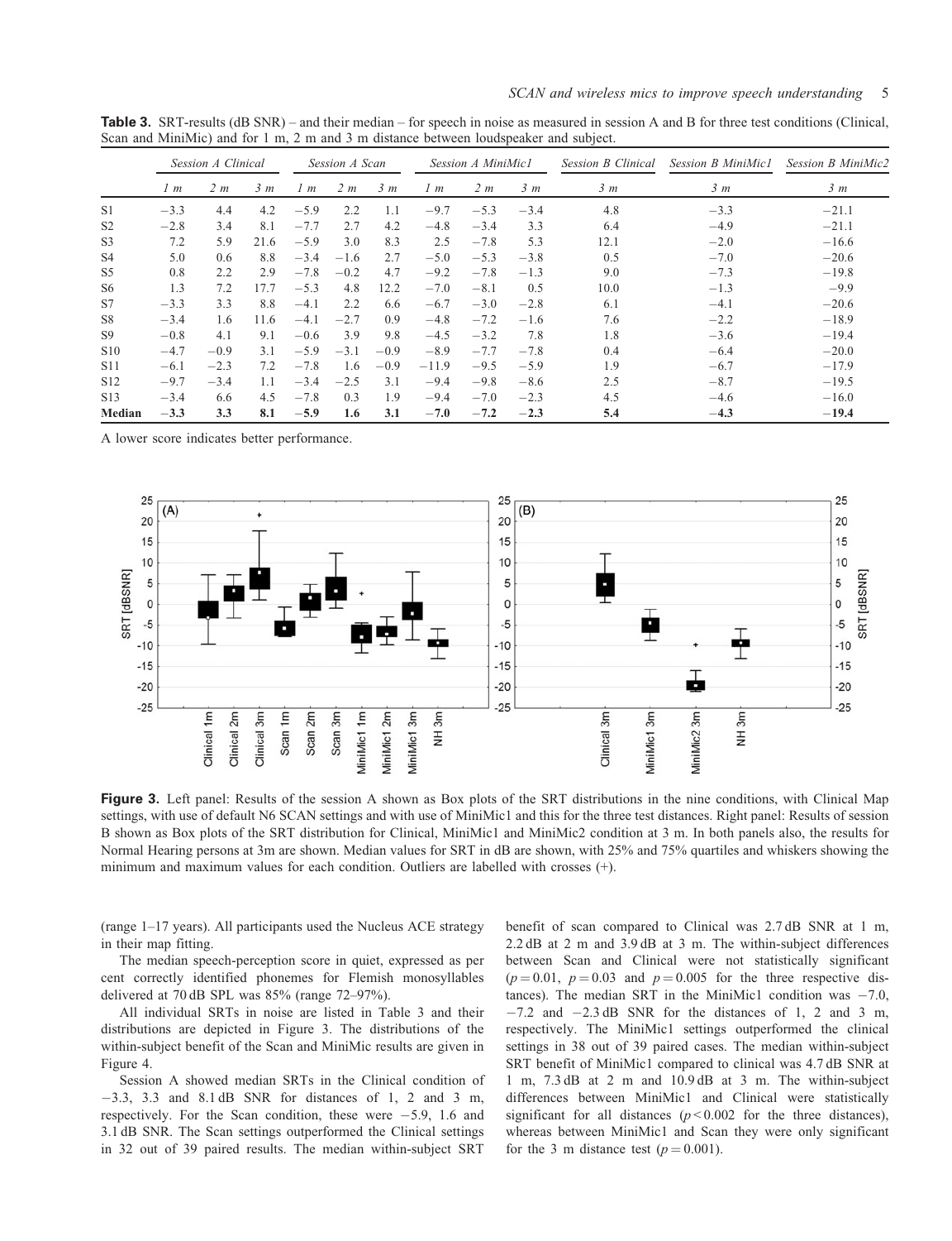**Table 3.** SRT-results (dB SNR) – and their median – for speech in noise as measured in session A and B for three test conditions (Clinical, Scan and MiniMic) and for 1 m, 2 m and 3 m distance between loudspeaker and subject.

| | *Session A Clinical* | | | *Session A Scan* | | | *Session A MiniMic1* | | | *Session B Clinical* | *Session B MiniMic1* | *Session B MiniMic2* |
|---|---|---|---|---|---|---|---|---|---|---|---|---|
| | *1 m* | *2 m* | *3 m* | *1 m* | *2 m* | *3 m* | *1 m* | *2 m* | *3 m* | *3 m* | *3 m* | *3 m* |
| S1 | −3.3 | 4.4 | 4.2 | −5.9 | 2.2 | 1.1 | −9.7 | −5.3 | −3.4 | 4.8 | −3.3 | −21.1 |
| S2 | −2.8 | 3.4 | 8.1 | −7.7 | 2.7 | 4.2 | −4.8 | −3.4 | 3.3 | 6.4 | −4.9 | −21.1 |
| S3 | 7.2 | 5.9 | 21.6 | −5.9 | 3.0 | 8.3 | 2.5 | −7.8 | 5.3 | 12.1 | −2.0 | −16.6 |
| S4 | 5.0 | 0.6 | 8.8 | −3.4 | −1.6 | 2.7 | −5.0 | −5.3 | −3.8 | 0.5 | −7.0 | −20.6 |
| S5 | 0.8 | 2.2 | 2.9 | −7.8 | −0.2 | 4.7 | −9.2 | −7.8 | −1.3 | 9.0 | −7.3 | −19.8 |
| S6 | 1.3 | 7.2 | 17.7 | −5.3 | 4.8 | 12.2 | −7.0 | −8.1 | 0.5 | 10.0 | −1.3 | −9.9 |
| S7 | −3.3 | 3.3 | 8.8 | −4.1 | 2.2 | 6.6 | −6.7 | −3.0 | −2.8 | 6.1 | −4.1 | −20.6 |
| S8 | −3.4 | 1.6 | 11.6 | −4.1 | −2.7 | 0.9 | −4.8 | −7.2 | −1.6 | 7.6 | −2.2 | −18.9 |
| S9 | −0.8 | 4.1 | 9.1 | −0.6 | 3.9 | 9.8 | −4.5 | −3.2 | 7.8 | 1.8 | −3.6 | −19.4 |
| S10 | −4.7 | −0.9 | 3.1 | −5.9 | −3.1 | −0.9 | −8.9 | −7.7 | −7.8 | 0.4 | −6.4 | −20.0 |
| S11 | −6.1 | −2.3 | 7.2 | −7.8 | 1.6 | −0.9 | −11.9 | −9.5 | −5.9 | 1.9 | −6.7 | −17.9 |
| S12 | −9.7 | −3.4 | 1.1 | −3.4 | −2.5 | 3.1 | −9.4 | −9.8 | −8.6 | 2.5 | −8.7 | −19.5 |
| S13 | −3.4 | 6.6 | 4.5 | −7.8 | 0.3 | 1.9 | −9.4 | −7.0 | −2.3 | 4.5 | −4.6 | −16.0 |
| **Median** | **−3.3** | **3.3** | **8.1** | **−5.9** | **1.6** | **3.1** | **−7.0** | **−7.2** | **−2.3** | **5.4** | **−4.3** | **−19.4** |

A lower score indicates better performance.

**Figure 3.** Left panel: Results of the session A shown as Box plots of the SRT distributions in the nine conditions, with Clinical Map settings, with use of default N6 SCAN settings and with use of MiniMic1 and this for the three test distances. Right panel: Results of session B shown as Box plots of the SRT distribution for Clinical, MiniMic1 and MiniMic2 condition at 3 m. In both panels also, the results for Normal Hearing persons at 3m are shown. Median values for SRT in dB are shown, with 25% and 75% quartiles and whiskers showing the minimum and maximum values for each condition. Outliers are labelled with crosses (+).

(range 1–17 years). All participants used the Nucleus ACE strategy in their map fitting.

The median speech-perception score in quiet, expressed as per cent correctly identified phonemes for Flemish monosyllables delivered at 70 dB SPL was 85% (range 72–97%).

All individual SRTs in noise are listed in Table 3 and their distributions are depicted in Figure 3. The distributions of the within-subject benefit of the Scan and MiniMic results are given in Figure 4.

Session A showed median SRTs in the Clinical condition of −3.3, 3.3 and 8.1 dB SNR for distances of 1, 2 and 3 m, respectively. For the Scan condition, these were −5.9, 1.6 and 3.1 dB SNR. The Scan settings outperformed the Clinical settings in 32 out of 39 paired results. The median within-subject SRT benefit of scan compared to Clinical was 2.7 dB SNR at 1 m, 2.2 dB at 2 m and 3.9 dB at 3 m. The within-subject differences between Scan and Clinical were not statistically significant ($p = 0.01$, $p = 0.03$ and $p = 0.005$ for the three respective distances). The median SRT in the MiniMic1 condition was −7.0, −7.2 and −2.3 dB SNR for the distances of 1, 2 and 3 m, respectively. The MiniMic1 settings outperformed the clinical settings in 38 out of 39 paired cases. The median within-subject SRT benefit of MiniMic1 compared to clinical was 4.7 dB SNR at 1 m, 7.3 dB at 2 m and 10.9 dB at 3 m. The within-subject differences between MiniMic1 and Clinical were statistically significant for all distances ($p < 0.002$ for the three distances), whereas between MiniMic1 and Scan they were only significant for the 3 m distance test ($p = 0.001$).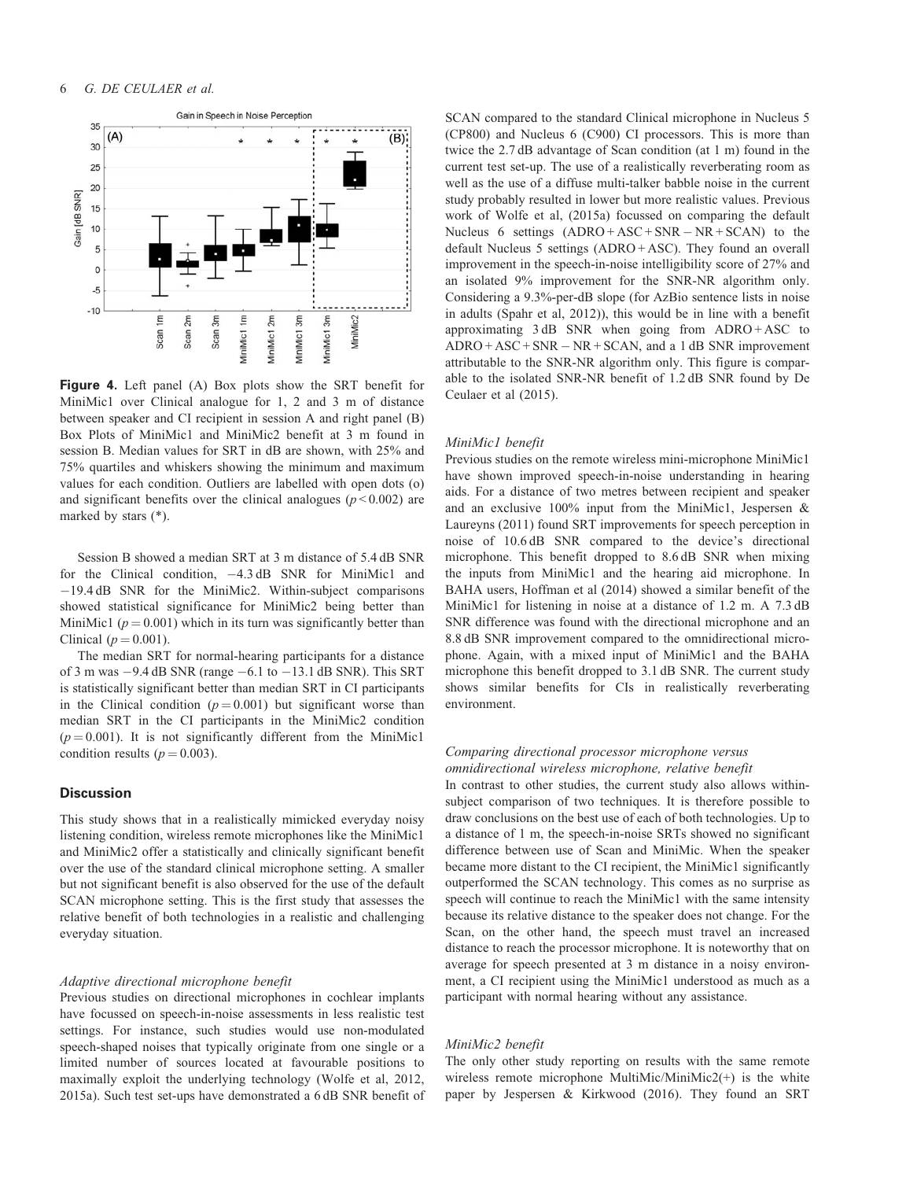**Figure 4.** Left panel (A) Box plots show the SRT benefit for MiniMic1 over Clinical analogue for 1, 2 and 3 m of distance between speaker and CI recipient in session A and right panel (B) Box Plots of MiniMic1 and MiniMic2 benefit at 3 m found in session B. Median values for SRT in dB are shown, with 25% and 75% quartiles and whiskers showing the minimum and maximum values for each condition. Outliers are labelled with open dots (o) and significant benefits over the clinical analogues ($p < 0.002$) are marked by stars (*).

Session B showed a median SRT at 3 m distance of 5.4 dB SNR for the Clinical condition, −4.3 dB SNR for MiniMic1 and −19.4 dB SNR for the MiniMic2. Within-subject comparisons showed statistical significance for MiniMic2 being better than MiniMic1 ($p = 0.001$) which in its turn was significantly better than Clinical ($p = 0.001$).

The median SRT for normal-hearing participants for a distance of 3 m was −9.4 dB SNR (range −6.1 to −13.1 dB SNR). This SRT is statistically significant better than median SRT in CI participants in the Clinical condition ($p = 0.001$) but significant worse than median SRT in the CI participants in the MiniMic2 condition ($p = 0.001$). It is not significantly different from the MiniMic1 condition results ($p = 0.003$).

## Discussion

This study shows that in a realistically mimicked everyday noisy listening condition, wireless remote microphones like the MiniMic1 and MiniMic2 offer a statistically and clinically significant benefit over the use of the standard clinical microphone setting. A smaller but not significant benefit is also observed for the use of the default SCAN microphone setting. This is the first study that assesses the relative benefit of both technologies in a realistic and challenging everyday situation.

### *Adaptive directional microphone benefit*

Previous studies on directional microphones in cochlear implants have focussed on speech-in-noise assessments in less realistic test settings. For instance, such studies would use non-modulated speech-shaped noises that typically originate from one single or a limited number of sources located at favourable positions to maximally exploit the underlying technology (Wolfe et al, 2012, 2015a). Such test set-ups have demonstrated a 6 dB SNR benefit of SCAN compared to the standard Clinical microphone in Nucleus 5 (CP800) and Nucleus 6 (C900) CI processors. This is more than twice the 2.7 dB advantage of Scan condition (at 1 m) found in the current test set-up. The use of a realistically reverberating room as well as the use of a diffuse multi-talker babble noise in the current study probably resulted in lower but more realistic values. Previous work of Wolfe et al, (2015a) focussed on comparing the default Nucleus 6 settings (ADRO + ASC + SNR − NR + SCAN) to the default Nucleus 5 settings (ADRO + ASC). They found an overall improvement in the speech-in-noise intelligibility score of 27% and an isolated 9% improvement for the SNR-NR algorithm only. Considering a 9.3%-per-dB slope (for AzBio sentence lists in noise in adults (Spahr et al, 2012)), this would be in line with a benefit approximating 3 dB SNR when going from ADRO + ASC to ADRO + ASC + SNR − NR + SCAN, and a 1 dB SNR improvement attributable to the SNR-NR algorithm only. This figure is comparable to the isolated SNR-NR benefit of 1.2 dB SNR found by De Ceulaer et al (2015).

### *MiniMic1 benefit*

Previous studies on the remote wireless mini-microphone MiniMic1 have shown improved speech-in-noise understanding in hearing aids. For a distance of two metres between recipient and speaker and an exclusive 100% input from the MiniMic1, Jespersen & Laureyns (2011) found SRT improvements for speech perception in noise of 10.6 dB SNR compared to the device's directional microphone. This benefit dropped to 8.6 dB SNR when mixing the inputs from MiniMic1 and the hearing aid microphone. In BAHA users, Hoffman et al (2014) showed a similar benefit of the MiniMic1 for listening in noise at a distance of 1.2 m. A 7.3 dB SNR difference was found with the directional microphone and an 8.8 dB SNR improvement compared to the omnidirectional microphone. Again, with a mixed input of MiniMic1 and the BAHA microphone this benefit dropped to 3.1 dB SNR. The current study shows similar benefits for CIs in realistically reverberating environment.

### *Comparing directional processor microphone versus omnidirectional wireless microphone, relative benefit*

In contrast to other studies, the current study also allows within-subject comparison of two techniques. It is therefore possible to draw conclusions on the best use of each of both technologies. Up to a distance of 1 m, the speech-in-noise SRTs showed no significant difference between use of Scan and MiniMic. When the speaker became more distant to the CI recipient, the MiniMic1 significantly outperformed the SCAN technology. This comes as no surprise as speech will continue to reach the MiniMic1 with the same intensity because its relative distance to the speaker does not change. For the Scan, on the other hand, the speech must travel an increased distance to reach the processor microphone. It is noteworthy that on average for speech presented at 3 m distance in a noisy environment, a CI recipient using the MiniMic1 understood as much as a participant with normal hearing without any assistance.

### *MiniMic2 benefit*

The only other study reporting on results with the same remote wireless remote microphone MultiMic/MiniMic2(+) is the white paper by Jespersen & Kirkwood (2016). They found an SRT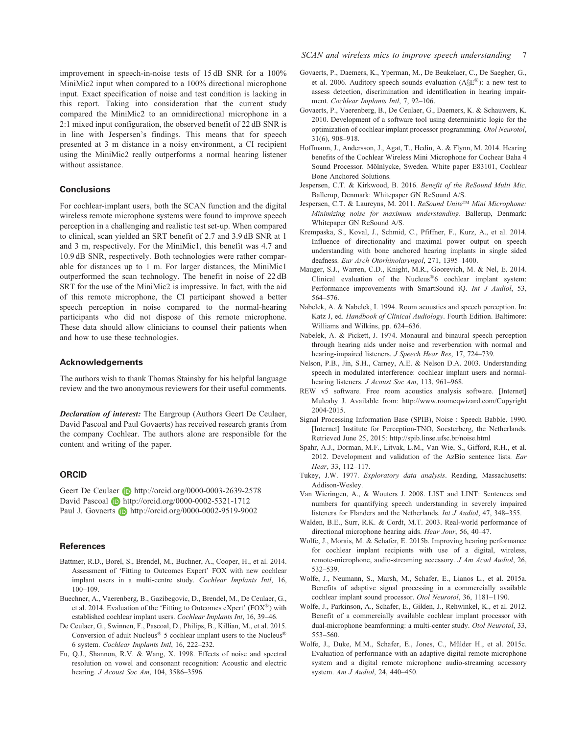improvement in speech-in-noise tests of 15 dB SNR for a 100% MiniMic2 input when compared to a 100% directional microphone input. Exact specification of noise and test condition is lacking in this report. Taking into consideration that the current study compared the MiniMic2 to an omnidirectional microphone in a 2:1 mixed input configuration, the observed benefit of 22 dB SNR is in line with Jespersen's findings. This means that for speech presented at 3 m distance in a noisy environment, a CI recipient using the MiniMic2 really outperforms a normal hearing listener without assistance.

## Conclusions

For cochlear-implant users, both the SCAN function and the digital wireless remote microphone systems were found to improve speech perception in a challenging and realistic test set-up. When compared to clinical, scan yielded an SRT benefit of 2.7 and 3.9 dB SNR at 1 and 3 m, respectively. For the MiniMic1, this benefit was 4.7 and 10.9 dB SNR, respectively. Both technologies were rather comparable for distances up to 1 m. For larger distances, the MiniMic1 outperformed the scan technology. The benefit in noise of 22 dB SRT for the use of the MiniMic2 is impressive. In fact, with the aid of this remote microphone, the CI participant showed a better speech perception in noise compared to the normal-hearing participants who did not dispose of this remote microphone. These data should allow clinicians to counsel their patients when and how to use these technologies.

## Acknowledgements

The authors wish to thank Thomas Stainsby for his helpful language review and the two anonymous reviewers for their useful comments.

***Declaration of interest:*** The Eargroup (Authors Geert De Ceulaer, David Pascoal and Paul Govaerts) has received research grants from the company Cochlear. The authors alone are responsible for the content and writing of the paper.

## ORCID

Geert De Ceulaer http://orcid.org/0000-0003-2639-2578
David Pascoal http://orcid.org/0000-0002-5321-1712
Paul J. Govaerts http://orcid.org/0000-0002-9519-9002

## References

Battmer, R.D., Borel, S., Brendel, M., Buchner, A., Cooper, H., et al. 2014. Assessment of 'Fitting to Outcomes Expert' FOX with new cochlear implant users in a multi-centre study. *Cochlear Implants Intl*, 16, 100–109.

Buechner, A., Vaerenberg, B., Gazibegovic, D., Brendel, M., De Ceulaer, G., et al. 2014. Evaluation of the 'Fitting to Outcomes eXpert' (FOX®) with established cochlear implant users. *Cochlear Implants Int*, 16, 39–46.

De Ceulaer, G., Swinnen, F., Pascoal, D., Philips, B., Killian, M., et al. 2015. Conversion of adult Nucleus® 5 cochlear implant users to the Nucleus® 6 system. *Cochlear Implants Intl*, 16, 222–232.

Fu, Q.J., Shannon, R.V. & Wang, X. 1998. Effects of noise and spectral resolution on vowel and consonant recognition: Acoustic and electric hearing. *J Acoust Soc Am*, 104, 3586–3596.

Govaerts, P., Daemers, K., Yperman, M., De Beukelaer, C., De Saegher, G., et al. 2006. Auditory speech sounds evaluation (A§E®): a new test to assess detection, discrimination and identification in hearing impairment. *Cochlear Implants Intl*, 7, 92–106.

Govaerts, P., Vaerenberg, B., De Ceulaer, G., Daemers, K. & Schauwers, K. 2010. Development of a software tool using deterministic logic for the optimization of cochlear implant processor programming. *Otol Neurotol*, 31(6), 908–918.

Hoffmann, J., Andersson, J., Agat, T., Hedin, A. & Flynn, M. 2014. Hearing benefits of the Cochlear Wireless Mini Microphone for Cochear Baha 4 Sound Processor. Mölnlycke, Sweden. White paper E83101, Cochlear Bone Anchored Solutions.

Jespersen, C.T. & Kirkwood, B. 2016. *Benefit of the ReSound Multi Mic*. Ballerup, Denmark: Whitepaper GN ReSound A/S.

Jespersen, C.T. & Laureyns, M. 2011. *ReSound Unite™ Mini Microphone: Minimizing noise for maximum understanding*. Ballerup, Denmark: Whitepaper GN ReSound A/S.

Krempaska, S., Koval, J., Schmid, C., Pfiffner, F., Kurz, A., et al. 2014. Influence of directionality and maximal power output on speech understanding with bone anchored hearing implants in single sided deafness. *Eur Arch Otorhinolaryngol*, 271, 1395–1400.

Mauger, S.J., Warren, C.D., Knight, M.R., Goorevich, M. & Nel, E. 2014. Clinical evaluation of the Nucleus®6 cochlear implant system: Performance improvements with SmartSound iQ. *Int J Audiol*, 53, 564–576.

Nabelek, A. & Nabelek, I. 1994. Room acoustics and speech perception. In: Katz J, ed. *Handbook of Clinical Audiology*. Fourth Edition. Baltimore: Williams and Wilkins, pp. 624–636.

Nabelek, A. & Pickett, J. 1974. Monaural and binaural speech perception through hearing aids under noise and reverberation with normal and hearing-impaired listeners. *J Speech Hear Res*, 17, 724–739.

Nelson, P.B., Jin, S.H., Carney, A.E. & Nelson D.A. 2003. Understanding speech in modulated interference: cochlear implant users and normal-hearing listeners. *J Acoust Soc Am*, 113, 961–968.

REW v5 software. Free room acoustics analysis software. [Internet] Mulcahy J. Available from: http://www.roomeqwizard.com/Copyright 2004-2015.

Signal Processing Information Base (SPIB), Noise : Speech Babble. 1990. [Internet] Institute for Perception-TNO, Soesterberg, the Netherlands. Retrieved June 25, 2015: http://spib.linse.ufsc.br/noise.html

Spahr, A.J., Dorman, M.F., Litvak, L.M., Van Wie, S., Gifford, R.H., et al. 2012. Development and validation of the AzBio sentence lists. *Ear Hear*, 33, 112–117.

Tukey, J.W. 1977. *Exploratory data analysis*. Reading, Massachusetts: Addison-Wesley.

Van Wieringen, A., & Wouters J. 2008. LIST and LINT: Sentences and numbers for quantifying speech understanding in severely impaired listeners for Flanders and the Netherlands. *Int J Audiol*, 47, 348–355.

Walden, B.E., Surr, R.K. & Cordt, M.T. 2003. Real-world performance of directional microphone hearing aids. *Hear Jour*, 56, 40–47.

Wolfe, J., Morais, M. & Schafer, E. 2015b. Improving hearing performance for cochlear implant recipients with use of a digital, wireless, remote-microphone, audio-streaming accessory. *J Am Acad Audiol*, 26, 532–539.

Wolfe, J., Neumann, S., Marsh, M., Schafer, E., Lianos L., et al. 2015a. Benefits of adaptive signal processing in a commercially available cochlear implant sound processor. *Otol Neurotol*, 36, 1181–1190.

Wolfe, J., Parkinson, A., Schafer, E., Gilden, J., Rehwinkel, K., et al. 2012. Benefit of a commercially available cochlear implant processor with dual-microphone beamforming: a multi-center study. *Otol Neurotol*, 33, 553–560.

Wolfe, J., Duke, M.M., Schafer, E., Jones, C., Mülder H., et al. 2015c. Evaluation of performance with an adaptive digital remote microphone system and a digital remote microphone audio-streaming accessory system. *Am J Audiol*, 24, 440–450.